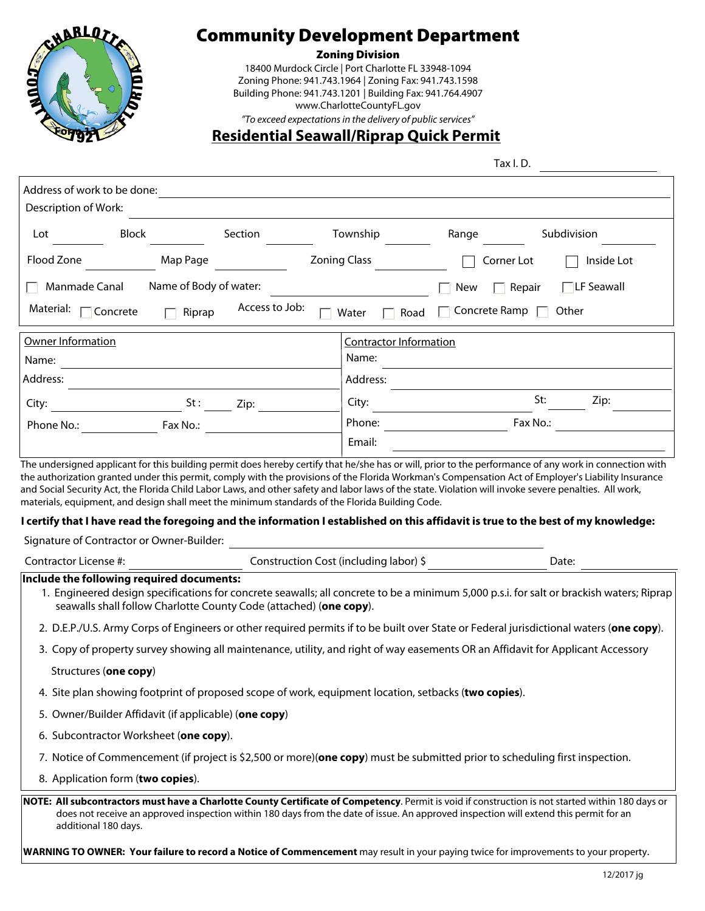# Community Development Department

**Zoning Division**

18400 Murdock Circle | Port Charlotte FL 33948-1094
Zoning Phone: 941.743.1964 | Zoning Fax: 941.743.1598
Building Phone: 941.743.1201 | Building Fax: 941.764.4907
www.CharlotteCountyFL.gov

*"To exceed expectations in the delivery of public services"*

## Residential Seawall/Riprap Quick Permit

Tax I. D. ____________________

Address of work to be done: ____________________

Description of Work: ____________________

Lot ________ Block ________ Section ________ Township ________ Range ________ Subdivision ________

Flood Zone ________ Map Page ________ Zoning Class ________ ☐ Corner Lot ☐ Inside Lot

☐ Manmade Canal Name of Body of water: ____________________ ☐ New ☐ Repair ☐ LF Seawall

Material: ☐ Concrete ☐ Riprap Access to Job: ☐ Water ☐ Road ☐ Concrete Ramp ☐ Other

| Owner Information | Contractor Information |
|---|---|
| Name: | Name: |
| Address: | Address: |
| City: St: Zip: | City: St: Zip: |
| Phone No.: Fax No.: | Phone: Fax No.: |
| | Email: |

The undersigned applicant for this building permit does hereby certify that he/she has or will, prior to the performance of any work in connection with the authorization granted under this permit, comply with the provisions of the Florida Workman's Compensation Act of Employer's Liability Insurance and Social Security Act, the Florida Child Labor Laws, and other safety and labor laws of the state. Violation will invoke severe penalties. All work, materials, equipment, and design shall meet the minimum standards of the Florida Building Code.

**I certify that I have read the foregoing and the information I established on this affidavit is true to the best of my knowledge:**

Signature of Contractor or Owner-Builder: ____________________

Contractor License #: ____________ Construction Cost (including labor) $ ____________ Date: ____________

**Include the following required documents:**

1. Engineered design specifications for concrete seawalls; all concrete to be a minimum 5,000 p.s.i. for salt or brackish waters; Riprap seawalls shall follow Charlotte County Code (attached) (**one copy**).
2. D.E.P./U.S. Army Corps of Engineers or other required permits if to be built over State or Federal jurisdictional waters (**one copy**).
3. Copy of property survey showing all maintenance, utility, and right of way easements OR an Affidavit for Applicant Accessory Structures (**one copy**)
4. Site plan showing footprint of proposed scope of work, equipment location, setbacks (**two copies**).
5. Owner/Builder Affidavit (if applicable) (**one copy**)
6. Subcontractor Worksheet (**one copy**).
7. Notice of Commencement (if project is $2,500 or more)(**one copy**) must be submitted prior to scheduling first inspection.
8. Application form (**two copies**).

**NOTE: All subcontractors must have a Charlotte County Certificate of Competency**. Permit is void if construction is not started within 180 days or does not receive an approved inspection within 180 days from the date of issue. An approved inspection will extend this permit for an additional 180 days.

**WARNING TO OWNER: Your failure to record a Notice of Commencement** may result in your paying twice for improvements to your property.

12/2017 jg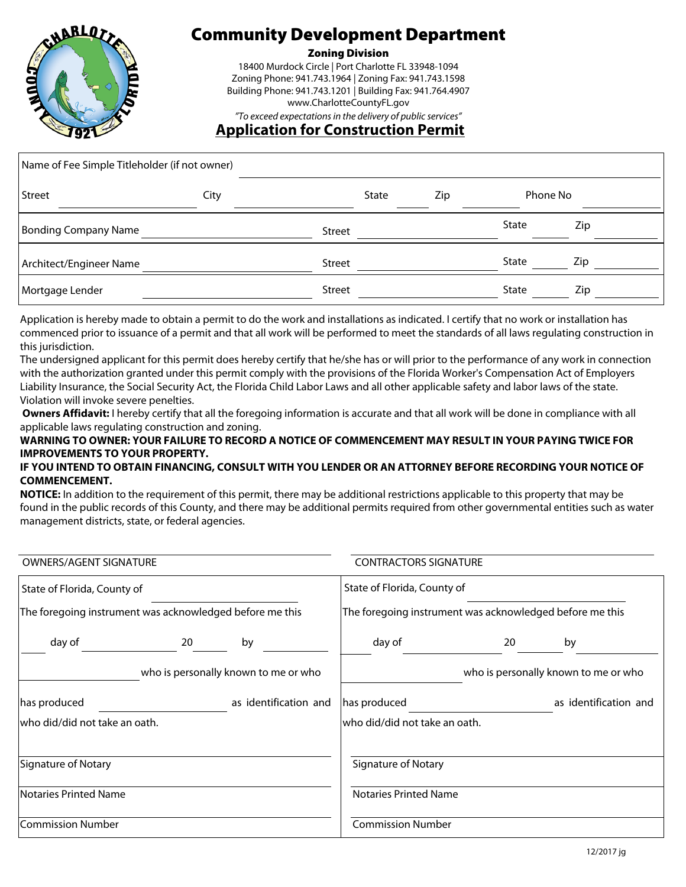# Community Development Department

**Zoning Division**

18400 Murdock Circle | Port Charlotte FL 33948-1094
Zoning Phone: 941.743.1964 | Zoning Fax: 941.743.1598
Building Phone: 941.743.1201 | Building Fax: 941.764.4907
www.CharlotteCountyFL.gov

*"To exceed expectations in the delivery of public services"*

## Application for Construction Permit

| | | | | | | | | | |
|---|---|---|---|---|---|---|---|---|---|
| Name of Fee Simple Titleholder (if not owner) | | | | | | | | | |
| Street | | City | | State | | Zip | | Phone No | |
| Bonding Company Name | | Street | | State | | Zip | | | |
| Architect/Engineer Name | | Street | | State | | Zip | | | |
| Mortgage Lender | | Street | | State | | Zip | | | |

Application is hereby made to obtain a permit to do the work and installations as indicated. I certify that no work or installation has commenced prior to issuance of a permit and that all work will be performed to meet the standards of all laws regulating construction in this jurisdiction.

The undersigned applicant for this permit does hereby certify that he/she has or will prior to the performance of any work in connection with the authorization granted under this permit comply with the provisions of the Florida Worker's Compensation Act of Employers Liability Insurance, the Social Security Act, the Florida Child Labor Laws and all other applicable safety and labor laws of the state. Violation will invoke severe penelties.

**Owners Affidavit:** I hereby certify that all the foregoing information is accurate and that all work will be done in compliance with all applicable laws regulating construction and zoning.

**WARNING TO OWNER: YOUR FAILURE TO RECORD A NOTICE OF COMMENCEMENT MAY RESULT IN YOUR PAYING TWICE FOR IMPROVEMENTS TO YOUR PROPERTY.**

**IF YOU INTEND TO OBTAIN FINANCING, CONSULT WITH YOU LENDER OR AN ATTORNEY BEFORE RECORDING YOUR NOTICE OF COMMENCEMENT.**

**NOTICE:** In addition to the requirement of this permit, there may be additional restrictions applicable to this property that may be found in the public records of this County, and there may be additional permits required from other governmental entities such as water management districts, state, or federal agencies.

| OWNERS/AGENT SIGNATURE | CONTRACTORS SIGNATURE |
|---|---|
| State of Florida, County of ____________ | State of Florida, County of ____________ |
| The foregoing instrument was acknowledged before me this | The foregoing instrument was acknowledged before me this |
| ____ day of ____________ 20 ______ by ____________ | ____ day of ____________ 20 ______ by ____________ |
| ____________ who is personally known to me or who | ____________ who is personally known to me or who |
| has produced ____________ as identification and | has produced ____________ as identification and |
| who did/did not take an oath. | who did/did not take an oath. |
| Signature of Notary | Signature of Notary |
| Notaries Printed Name | Notaries Printed Name |
| Commission Number | Commission Number |

12/2017 jg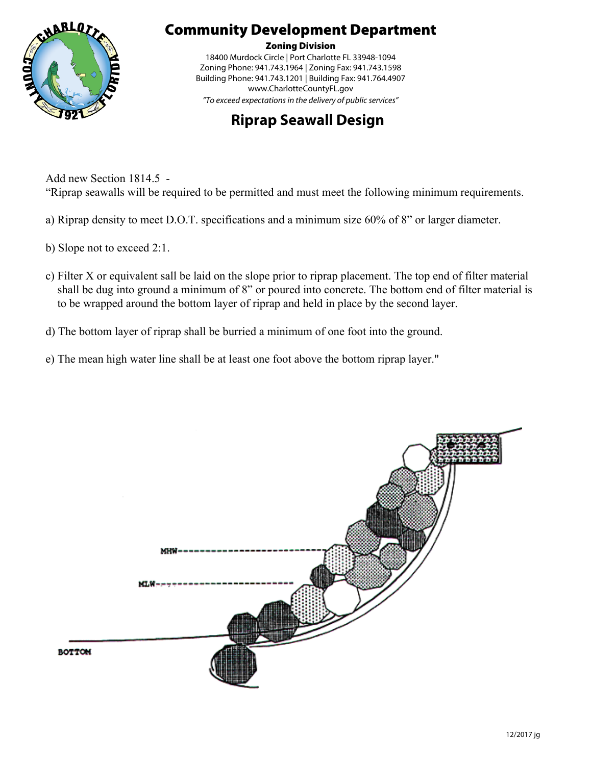# Community Development Department

**Zoning Division**

18400 Murdock Circle | Port Charlotte FL 33948-1094
Zoning Phone: 941.743.1964 | Zoning Fax: 941.743.1598
Building Phone: 941.743.1201 | Building Fax: 941.764.4907
www.CharlotteCountyFL.gov
*"To exceed expectations in the delivery of public services"*

## Riprap Seawall Design

Add new Section 1814.5 -
"Riprap seawalls will be required to be permitted and must meet the following minimum requirements.

a) Riprap density to meet D.O.T. specifications and a minimum size 60% of 8" or larger diameter.

b) Slope not to exceed 2:1.

c) Filter X or equivalent sall be laid on the slope prior to riprap placement. The top end of filter material shall be dug into ground a minimum of 8" or poured into concrete. The bottom end of filter material is to be wrapped around the bottom layer of riprap and held in place by the second layer.

d) The bottom layer of riprap shall be burried a minimum of one foot into the ground.

e) The mean high water line shall be at least one foot above the bottom riprap layer."

MHW

MLW

BOTTOM

12/2017 jg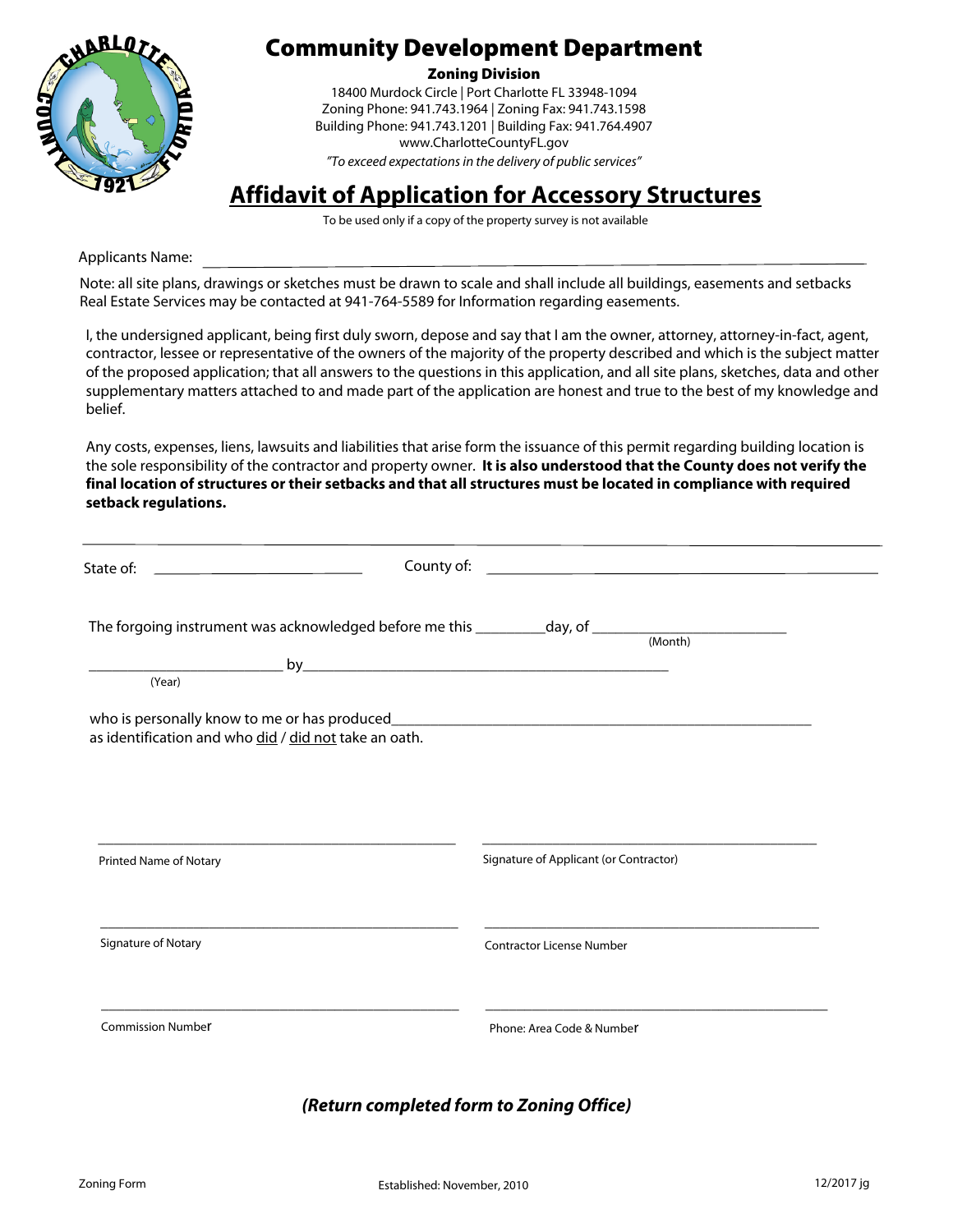# Community Development Department

**Zoning Division**

18400 Murdock Circle | Port Charlotte FL 33948-1094
Zoning Phone: 941.743.1964 | Zoning Fax: 941.743.1598
Building Phone: 941.743.1201 | Building Fax: 941.764.4907
www.CharlotteCountyFL.gov

*"To exceed expectations in the delivery of public services"*

## Affidavit of Application for Accessory Structures

To be used only if a copy of the property survey is not available

Applicants Name: ______________________________________________

Note: all site plans, drawings or sketches must be drawn to scale and shall include all buildings, easements and setbacks Real Estate Services may be contacted at 941-764-5589 for Information regarding easements.

I, the undersigned applicant, being first duly sworn, depose and say that I am the owner, attorney, attorney-in-fact, agent, contractor, lessee or representative of the owners of the majority of the property described and which is the subject matter of the proposed application; that all answers to the questions in this application, and all site plans, sketches, data and other supplementary matters attached to and made part of the application are honest and true to the best of my knowledge and belief.

Any costs, expenses, liens, lawsuits and liabilities that arise form the issuance of this permit regarding building location is the sole responsibility of the contractor and property owner. **It is also understood that the County does not verify the final location of structures or their setbacks and that all structures must be located in compliance with required setback regulations.**

---

State of: ____________________ County of: ______________________________

The forgoing instrument was acknowledged before me this _________day, of ________________________
(Month)

________________________ by______________________________________________
(Year)

who is personally know to me or has produced______________________________________________
as identification and who did / did not take an oath.

______________________________________ Printed Name of Notary

______________________________________ Signature of Applicant (or Contractor)

______________________________________ Signature of Notary

______________________________________ Contractor License Number

______________________________________ Commission Number

______________________________________ Phone: Area Code & Number

***(Return completed form to Zoning Office)***

Zoning Form | Established: November, 2010 | 12/2017 jg